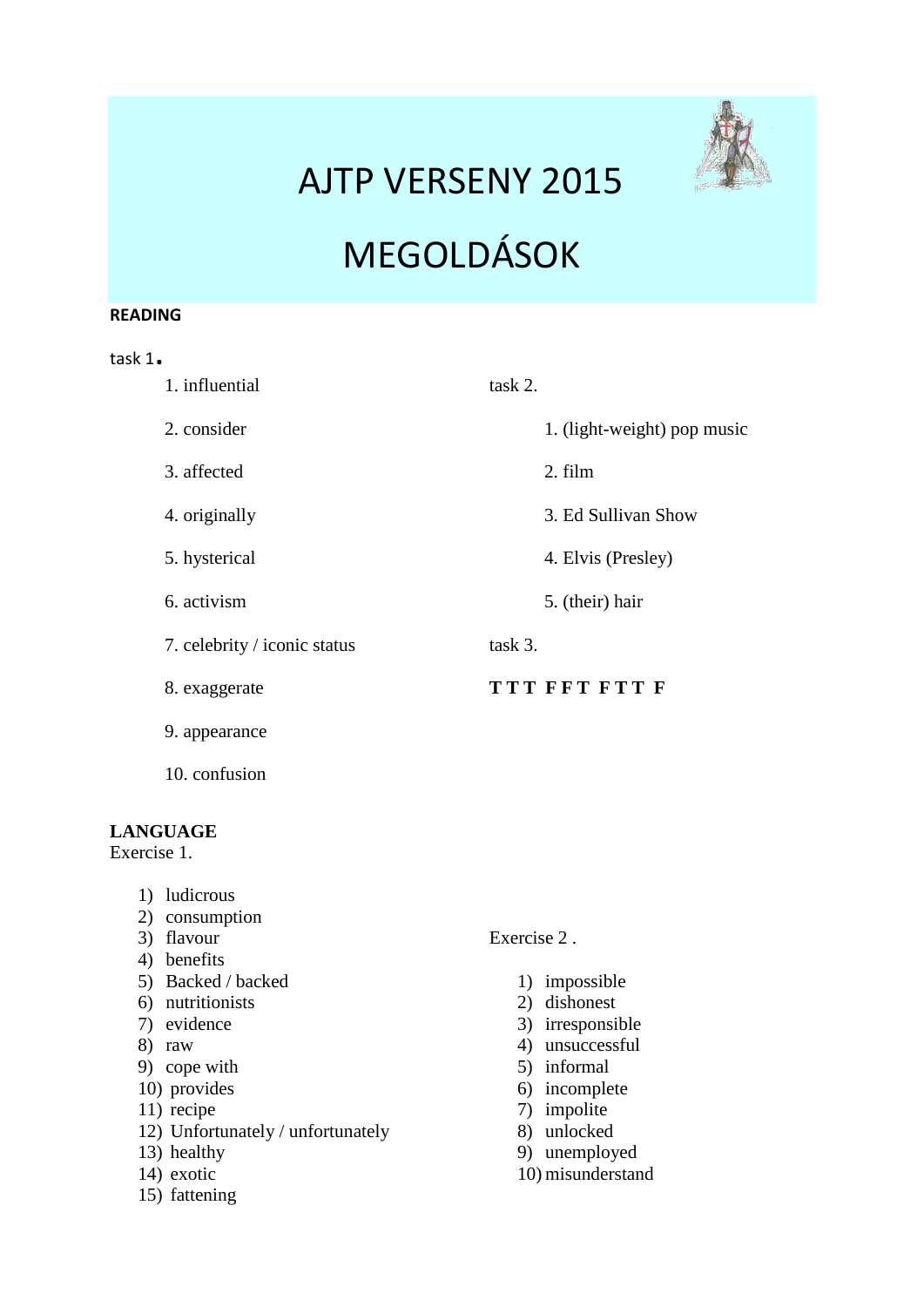# AJTP VERSENY 2015

# MEGOLDÁSOK

**READING**

task 1.

1. influential
2. consider
3. affected
4. originally
5. hysterical
6. activism
7. celebrity / iconic status
8. exaggerate
9. appearance
10. confusion

task 2.

1. (light-weight) pop music
2. film
3. Ed Sullivan Show
4. Elvis (Presley)
5. (their) hair

task 3.

**T T T F F T F T T F**

**LANGUAGE**

Exercise 1.

1) ludicrous
2) consumption
3) flavour
4) benefits
5) Backed / backed
6) nutritionists
7) evidence
8) raw
9) cope with
10) provides
11) recipe
12) Unfortunately / unfortunately
13) healthy
14) exotic
15) fattening

Exercise 2 .

1) impossible
2) dishonest
3) irresponsible
4) unsuccessful
5) informal
6) incomplete
7) impolite
8) unlocked
9) unemployed
10) misunderstand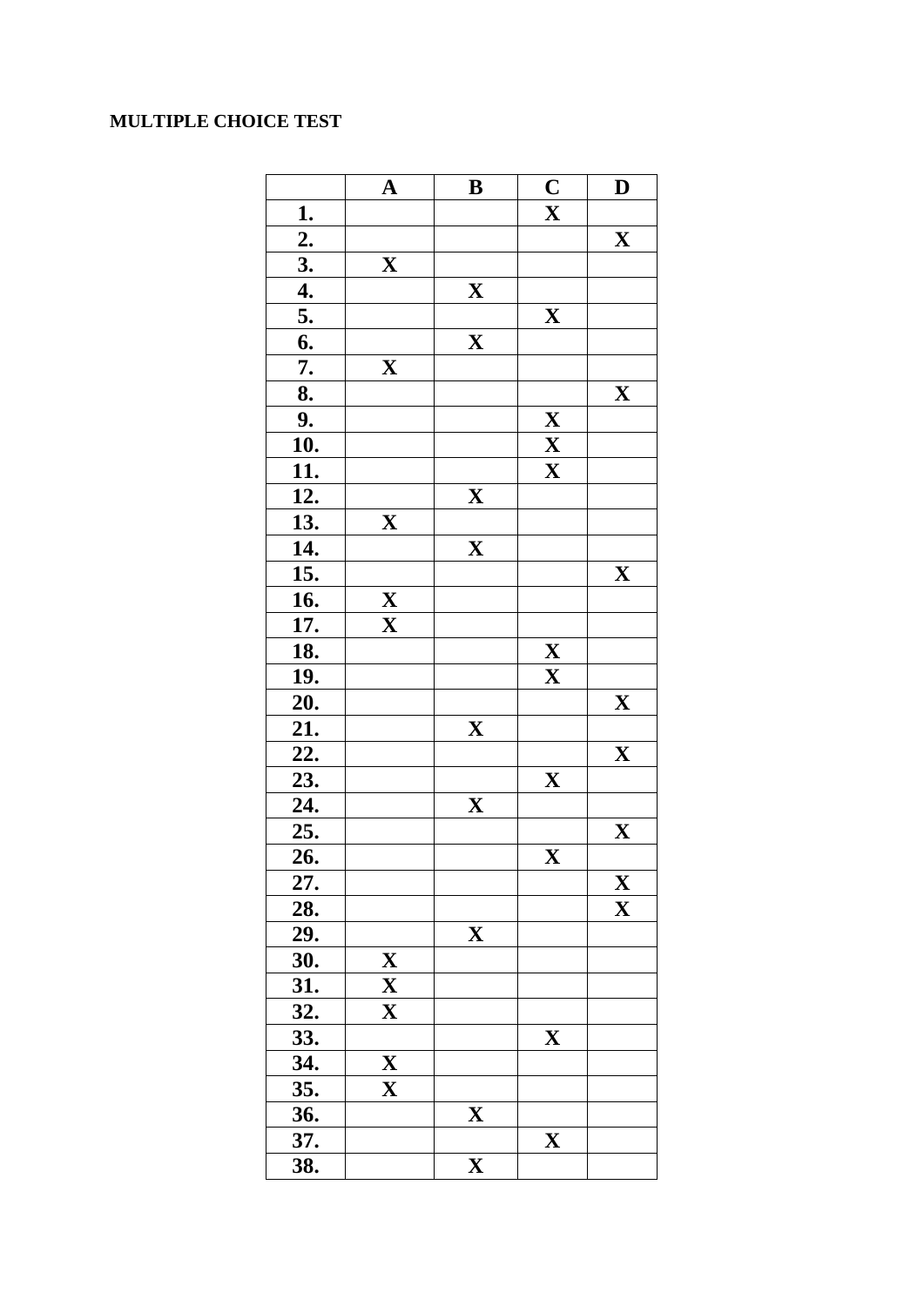**MULTIPLE CHOICE TEST**

| | A | B | C | D |
|---|---|---|---|---|
| 1. | | | X | |
| 2. | | | | X |
| 3. | X | | | |
| 4. | | X | | |
| 5. | | | X | |
| 6. | | X | | |
| 7. | X | | | |
| 8. | | | | X |
| 9. | | | X | |
| 10. | | | X | |
| 11. | | | X | |
| 12. | | X | | |
| 13. | X | | | |
| 14. | | X | | |
| 15. | | | | X |
| 16. | X | | | |
| 17. | X | | | |
| 18. | | | X | |
| 19. | | | X | |
| 20. | | | | X |
| 21. | | X | | |
| 22. | | | | X |
| 23. | | | X | |
| 24. | | X | | |
| 25. | | | | X |
| 26. | | | X | |
| 27. | | | | X |
| 28. | | | | X |
| 29. | | X | | |
| 30. | X | | | |
| 31. | X | | | |
| 32. | X | | | |
| 33. | | | X | |
| 34. | X | | | |
| 35. | X | | | |
| 36. | | X | | |
| 37. | | | X | |
| 38. | | X | | |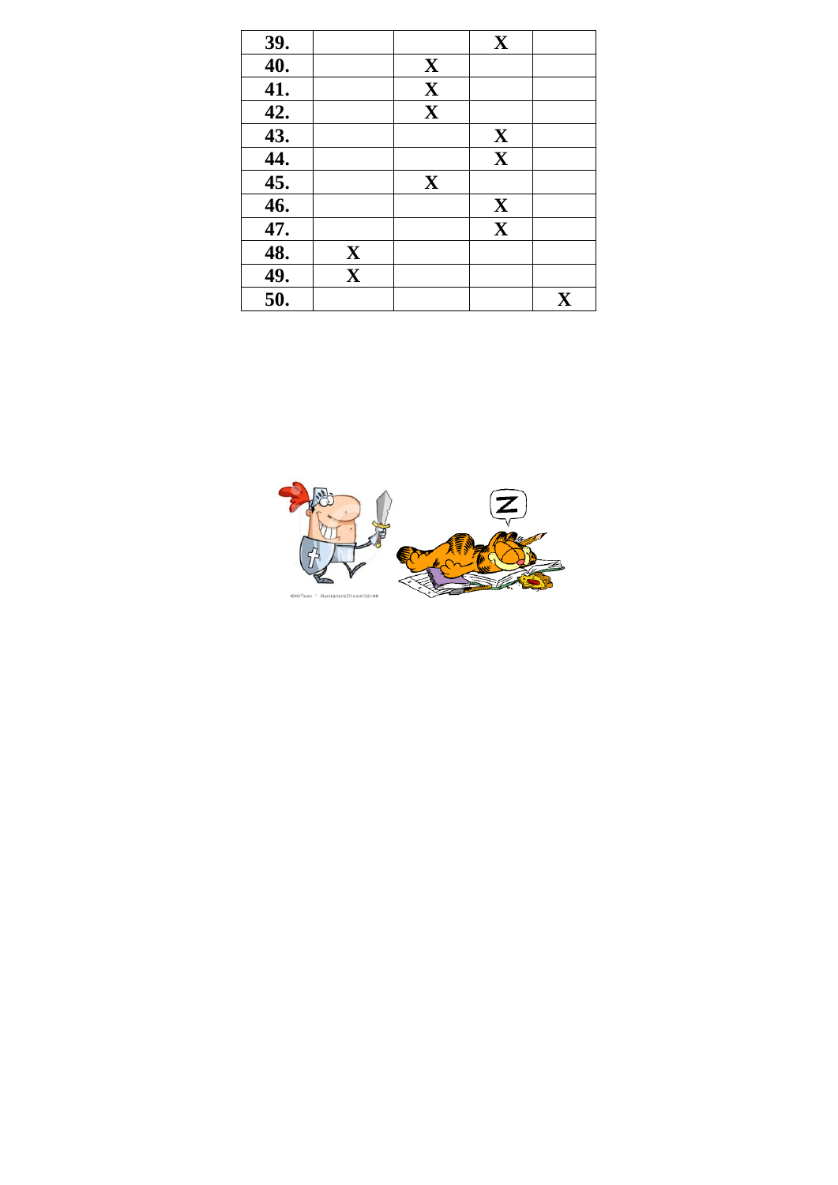| | | | | |
|---|---|---|---|---|
| **39.** | | | **X** | |
| **40.** | | **X** | | |
| **41.** | | **X** | | |
| **42.** | | **X** | | |
| **43.** | | | **X** | |
| **44.** | | | **X** | |
| **45.** | | **X** | | |
| **46.** | | | **X** | |
| **47.** | | | **X** | |
| **48.** | **X** | | | |
| **49.** | **X** | | | |
| **50.** | | | | **X** |